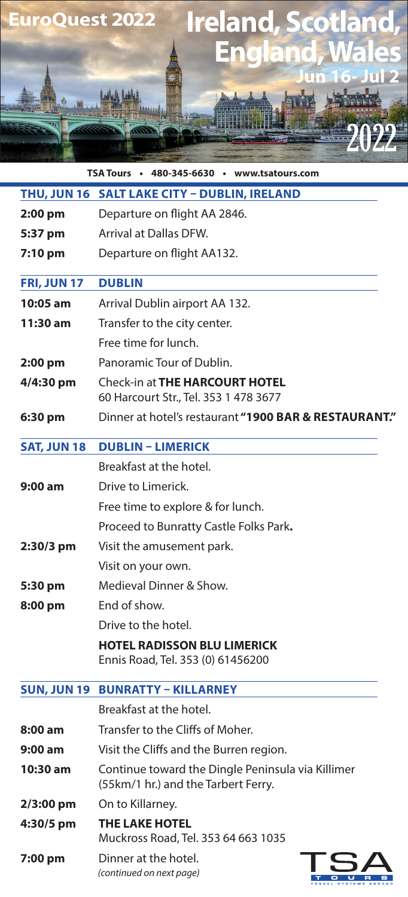# EuroQuest 2022

# Ireland, Scotland, England, Wales

**Jun 16- Jul 2**

**2022**

**TSA Tours • 480-345-6630 • www.tsatours.com**

## THU, JUN 16 SALT LAKE CITY – DUBLIN, IRELAND

| | |
|---|---|
| **2:00 pm** | Departure on flight AA 2846. |
| **5:37 pm** | Arrival at Dallas DFW. |
| **7:10 pm** | Departure on flight AA132. |

## FRI, JUN 17 DUBLIN

| | |
|---|---|
| **10:05 am** | Arrival Dublin airport AA 132. |
| **11:30 am** | Transfer to the city center. |
| | Free time for lunch. |
| **2:00 pm** | Panoramic Tour of Dublin. |
| **4/4:30 pm** | Check-in at **THE HARCOURT HOTEL** 60 Harcourt Str., Tel. 353 1 478 3677 |
| **6:30 pm** | Dinner at hotel's restaurant **"1900 BAR & RESTAURANT."** |

## SAT, JUN 18 DUBLIN – LIMERICK

| | |
|---|---|
| | Breakfast at the hotel. |
| **9:00 am** | Drive to Limerick. |
| | Free time to explore & for lunch. |
| | Proceed to Bunratty Castle Folks Park**.** |
| **2:30/3 pm** | Visit the amusement park. |
| | Visit on your own. |
| **5:30 pm** | Medieval Dinner & Show. |
| **8:00 pm** | End of show. |
| | Drive to the hotel. |
| | **HOTEL RADISSON BLU LIMERICK** Ennis Road, Tel. 353 (0) 61456200 |

## SUN, JUN 19 BUNRATTY – KILLARNEY

| | |
|---|---|
| | Breakfast at the hotel. |
| **8:00 am** | Transfer to the Cliffs of Moher. |
| **9:00 am** | Visit the Cliffs and the Burren region. |
| **10:30 am** | Continue toward the Dingle Peninsula via Killimer (55km/1 hr.) and the Tarbert Ferry. |
| **2/3:00 pm** | On to Killarney. |
| **4:30/5 pm** | **THE LAKE HOTEL** Muckross Road, Tel. 353 64 663 1035 |
| **7:00 pm** | Dinner at the hotel. *(continued on next page)* |

TSA TOURS TRAVEL SYSTEMS ABROAD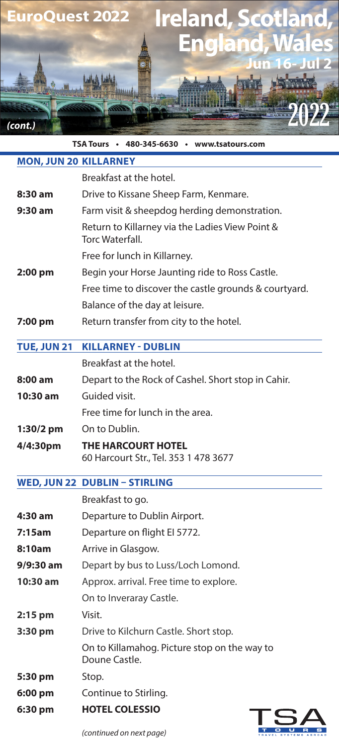# EuroQuest 2022 Ireland, Scotland, England, Wales

**Jun 16- Jul 2**

**2022**

*(cont.)*

TSA Tours • 480-345-6630 • www.tsatours.com

## MON, JUN 20 KILLARNEY

| | |
|---|---|
| | Breakfast at the hotel. |
| **8:30 am** | Drive to Kissane Sheep Farm, Kenmare. |
| **9:30 am** | Farm visit & sheepdog herding demonstration. |
| | Return to Killarney via the Ladies View Point & Torc Waterfall. |
| | Free for lunch in Killarney. |
| **2:00 pm** | Begin your Horse Jaunting ride to Ross Castle. |
| | Free time to discover the castle grounds & courtyard. |
| | Balance of the day at leisure. |
| **7:00 pm** | Return transfer from city to the hotel. |

## TUE, JUN 21 KILLARNEY - DUBLIN

| | |
|---|---|
| | Breakfast at the hotel. |
| **8:00 am** | Depart to the Rock of Cashel. Short stop in Cahir. |
| **10:30 am** | Guided visit. |
| | Free time for lunch in the area. |
| **1:30/2 pm** | On to Dublin. |
| **4/4:30pm** | **THE HARCOURT HOTEL** 60 Harcourt Str., Tel. 353 1 478 3677 |

## WED, JUN 22 DUBLIN – STIRLING

| | |
|---|---|
| | Breakfast to go. |
| **4:30 am** | Departure to Dublin Airport. |
| **7:15am** | Departure on flight EI 5772. |
| **8:10am** | Arrive in Glasgow. |
| **9/9:30 am** | Depart by bus to Luss/Loch Lomond. |
| **10:30 am** | Approx. arrival. Free time to explore. |
| | On to Inveraray Castle. |
| **2:15 pm** | Visit. |
| **3:30 pm** | Drive to Kilchurn Castle. Short stop. |
| | On to Killamahog. Picture stop on the way to Doune Castle. |
| **5:30 pm** | Stop. |
| **6:00 pm** | Continue to Stirling. |
| **6:30 pm** | **HOTEL COLESSIO** |

*(continued on next page)*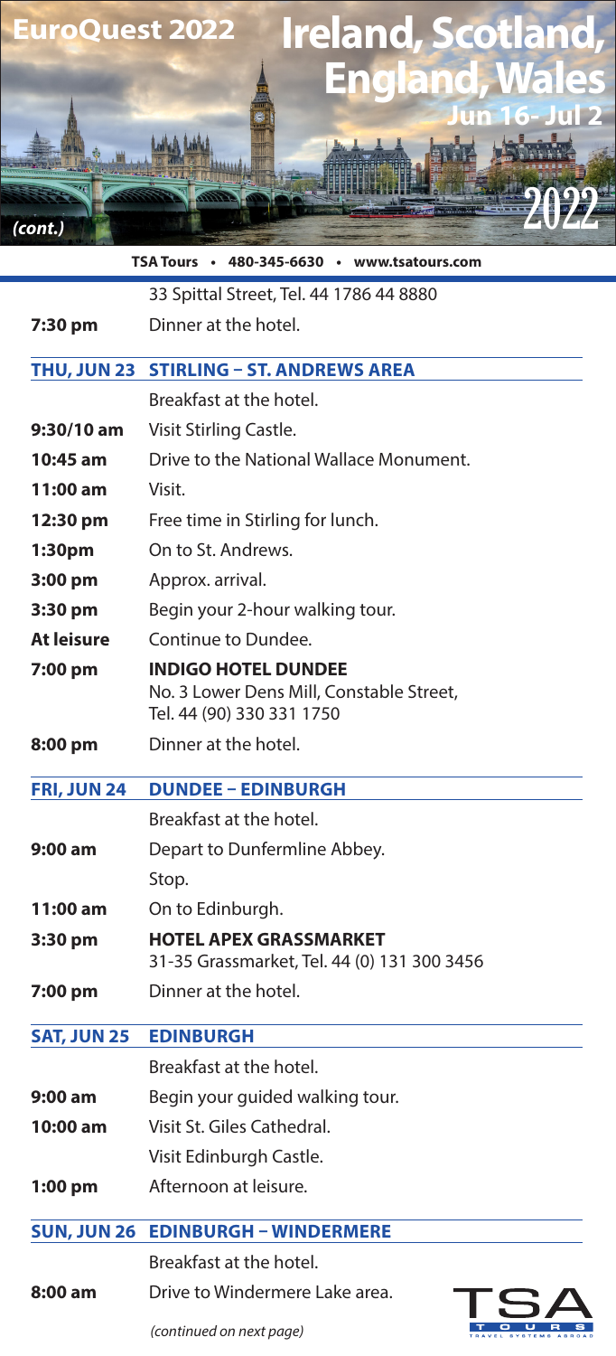# EuroQuest 2022 — Ireland, Scotland, England, Wales

**Jun 16- Jul 2 2022**

*(cont.)*

**TSA Tours • 480-345-6630 • www.tsatours.com**

| | |
|---|---|
| | 33 Spittal Street, Tel. 44 1786 44 8880 |
| **7:30 pm** | Dinner at the hotel. |

## THU, JUN 23 STIRLING – ST. ANDREWS AREA

| | |
|---|---|
| | Breakfast at the hotel. |
| **9:30/10 am** | Visit Stirling Castle. |
| **10:45 am** | Drive to the National Wallace Monument. |
| **11:00 am** | Visit. |
| **12:30 pm** | Free time in Stirling for lunch. |
| **1:30pm** | On to St. Andrews. |
| **3:00 pm** | Approx. arrival. |
| **3:30 pm** | Begin your 2-hour walking tour. |
| **At leisure** | Continue to Dundee. |
| **7:00 pm** | **INDIGO HOTEL DUNDEE** No. 3 Lower Dens Mill, Constable Street, Tel. 44 (90) 330 331 1750 |
| **8:00 pm** | Dinner at the hotel. |

## FRI, JUN 24 DUNDEE – EDINBURGH

| | |
|---|---|
| | Breakfast at the hotel. |
| **9:00 am** | Depart to Dunfermline Abbey. |
| | Stop. |
| **11:00 am** | On to Edinburgh. |
| **3:30 pm** | **HOTEL APEX GRASSMARKET** 31-35 Grassmarket, Tel. 44 (0) 131 300 3456 |
| **7:00 pm** | Dinner at the hotel. |

## SAT, JUN 25 EDINBURGH

| | |
|---|---|
| | Breakfast at the hotel. |
| **9:00 am** | Begin your guided walking tour. |
| **10:00 am** | Visit St. Giles Cathedral. |
| | Visit Edinburgh Castle. |
| **1:00 pm** | Afternoon at leisure. |

## SUN, JUN 26 EDINBURGH – WINDERMERE

| | |
|---|---|
| | Breakfast at the hotel. |
| **8:00 am** | Drive to Windermere Lake area. |

*(continued on next page)*

TSA TOURS — TRAVEL SYSTEMS ABROAD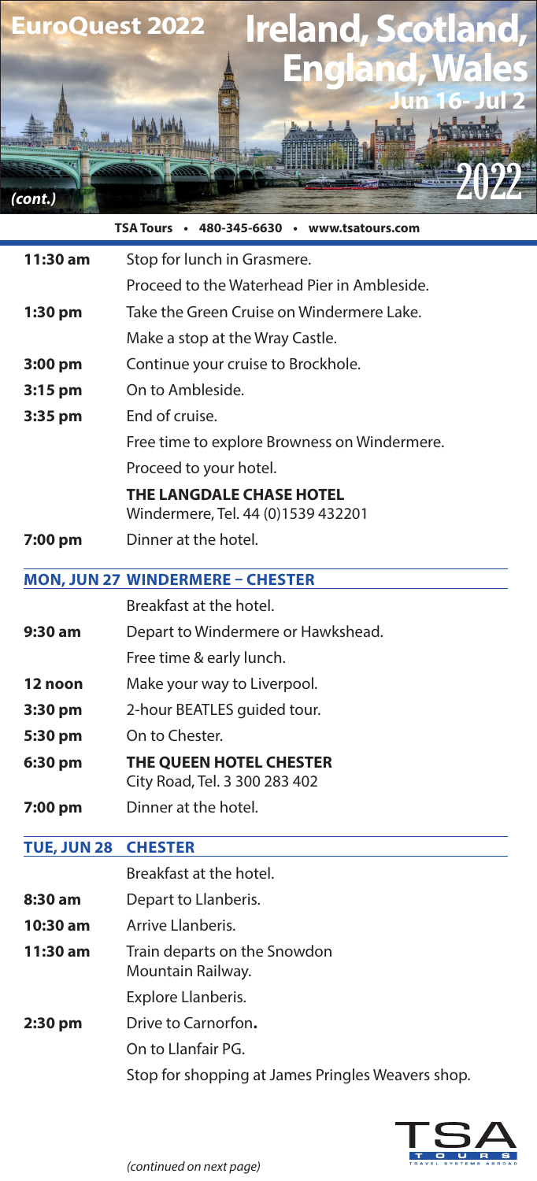# EuroQuest 2022 Ireland, Scotland, England, Wales

**Jun 16- Jul 2 2022**

*(cont.)*

**TSA Tours • 480-345-6630 • www.tsatours.com**

| | |
|---|---|
| **11:30 am** | Stop for lunch in Grasmere. |
| | Proceed to the Waterhead Pier in Ambleside. |
| **1:30 pm** | Take the Green Cruise on Windermere Lake. |
| | Make a stop at the Wray Castle. |
| **3:00 pm** | Continue your cruise to Brockhole. |
| **3:15 pm** | On to Ambleside. |
| **3:35 pm** | End of cruise. |
| | Free time to explore Browness on Windermere. |
| | Proceed to your hotel. |
| | **THE LANGDALE CHASE HOTEL** Windermere, Tel. 44 (0)1539 432201 |
| **7:00 pm** | Dinner at the hotel. |

## MON, JUN 27 WINDERMERE – CHESTER

| | |
|---|---|
| | Breakfast at the hotel. |
| **9:30 am** | Depart to Windermere or Hawkshead. |
| | Free time & early lunch. |
| **12 noon** | Make your way to Liverpool. |
| **3:30 pm** | 2-hour BEATLES guided tour. |
| **5:30 pm** | On to Chester. |
| **6:30 pm** | **THE QUEEN HOTEL CHESTER** City Road, Tel. 3 300 283 402 |
| **7:00 pm** | Dinner at the hotel. |

## TUE, JUN 28 CHESTER

| | |
|---|---|
| | Breakfast at the hotel. |
| **8:30 am** | Depart to Llanberis. |
| **10:30 am** | Arrive Llanberis. |
| **11:30 am** | Train departs on the Snowdon Mountain Railway. |
| | Explore Llanberis. |
| **2:30 pm** | Drive to Carnorfon**.** |
| | On to Llanfair PG. |
| | Stop for shopping at James Pringles Weavers shop. |

*(continued on next page)*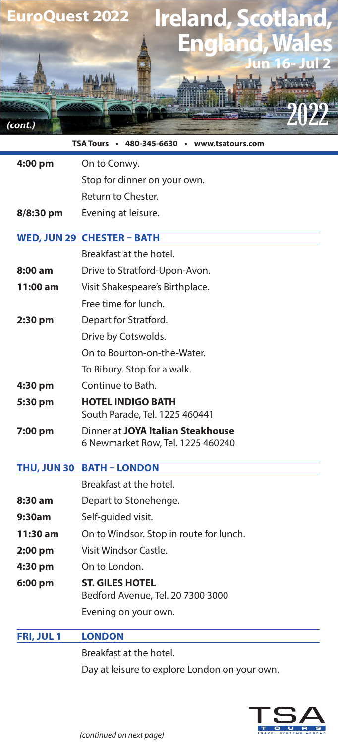# EuroQuest 2022 Ireland, Scotland, England, Wales

**Jun 16- Jul 2**

**2022**

*(cont.)*

**TSA Tours • 480-345-6630 • www.tsatours.com**

| | |
|---|---|
| **4:00 pm** | On to Conwy. |
| | Stop for dinner on your own. |
| | Return to Chester. |
| **8/8:30 pm** | Evening at leisure. |

## WED, JUN 29 CHESTER – BATH

| | |
|---|---|
| | Breakfast at the hotel. |
| **8:00 am** | Drive to Stratford-Upon-Avon. |
| **11:00 am** | Visit Shakespeare's Birthplace. |
| | Free time for lunch. |
| **2:30 pm** | Depart for Stratford. |
| | Drive by Cotswolds. |
| | On to Bourton-on-the-Water. |
| | To Bibury. Stop for a walk. |
| **4:30 pm** | Continue to Bath. |
| **5:30 pm** | **HOTEL INDIGO BATH** South Parade, Tel. 1225 460441 |
| **7:00 pm** | Dinner at **JOYA Italian Steakhouse** 6 Newmarket Row, Tel. 1225 460240 |

## THU, JUN 30 BATH – LONDON

| | |
|---|---|
| | Breakfast at the hotel. |
| **8:30 am** | Depart to Stonehenge. |
| **9:30am** | Self-guided visit. |
| **11:30 am** | On to Windsor. Stop in route for lunch. |
| **2:00 pm** | Visit Windsor Castle. |
| **4:30 pm** | On to London. |
| **6:00 pm** | **ST. GILES HOTEL** Bedford Avenue, Tel. 20 7300 3000 |
| | Evening on your own. |

## FRI, JUL 1 LONDON

Breakfast at the hotel.

Day at leisure to explore London on your own.

*(continued on next page)*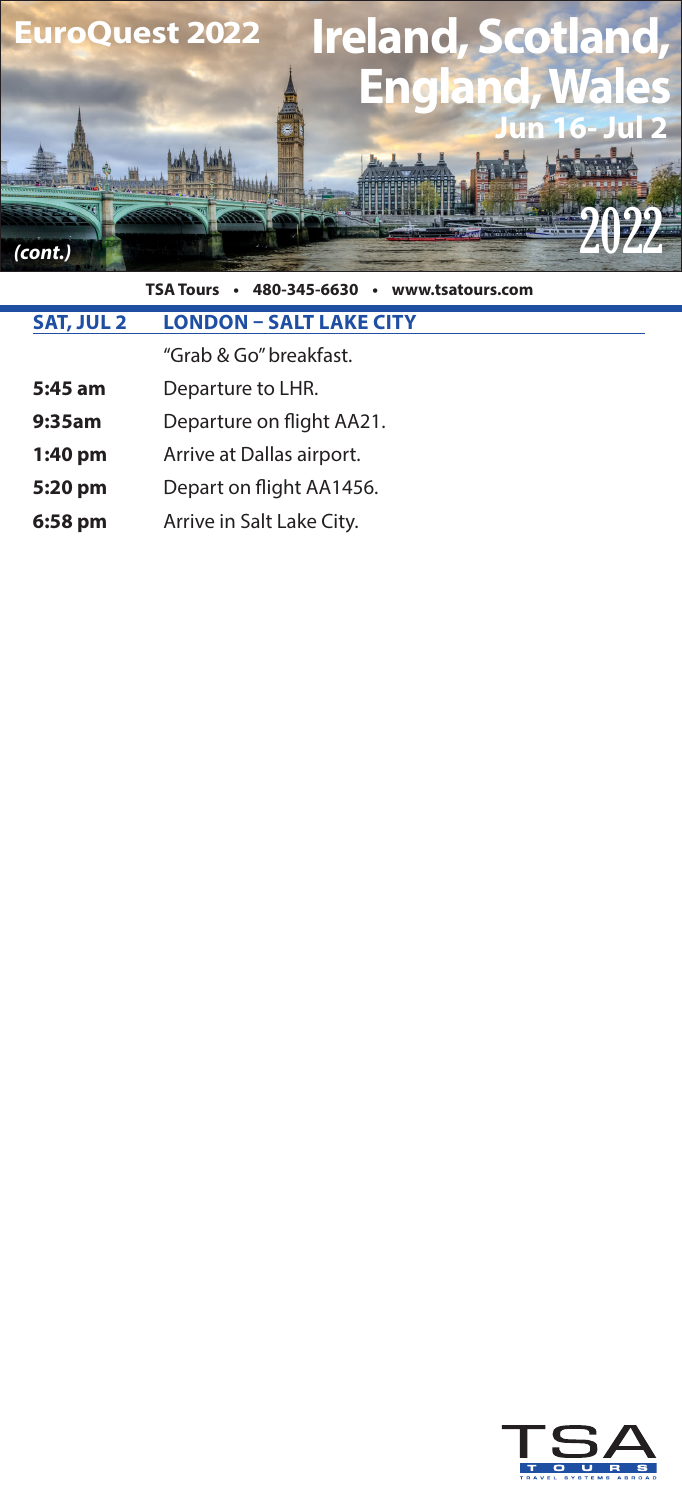# EuroQuest 2022 Ireland, Scotland, England, Wales

**Jun 16- Jul 2**

**2022**

*(cont.)*

**TSA Tours • 480-345-6630 • www.tsatours.com**

| **SAT, JUL 2** | **LONDON – SALT LAKE CITY** |
|---|---|
| | "Grab & Go" breakfast. |
| **5:45 am** | Departure to LHR. |
| **9:35am** | Departure on flight AA21. |
| **1:40 pm** | Arrive at Dallas airport. |
| **5:20 pm** | Depart on flight AA1456. |
| **6:58 pm** | Arrive in Salt Lake City. |

TSA TOURS TRAVEL SYSTEMS ABROAD